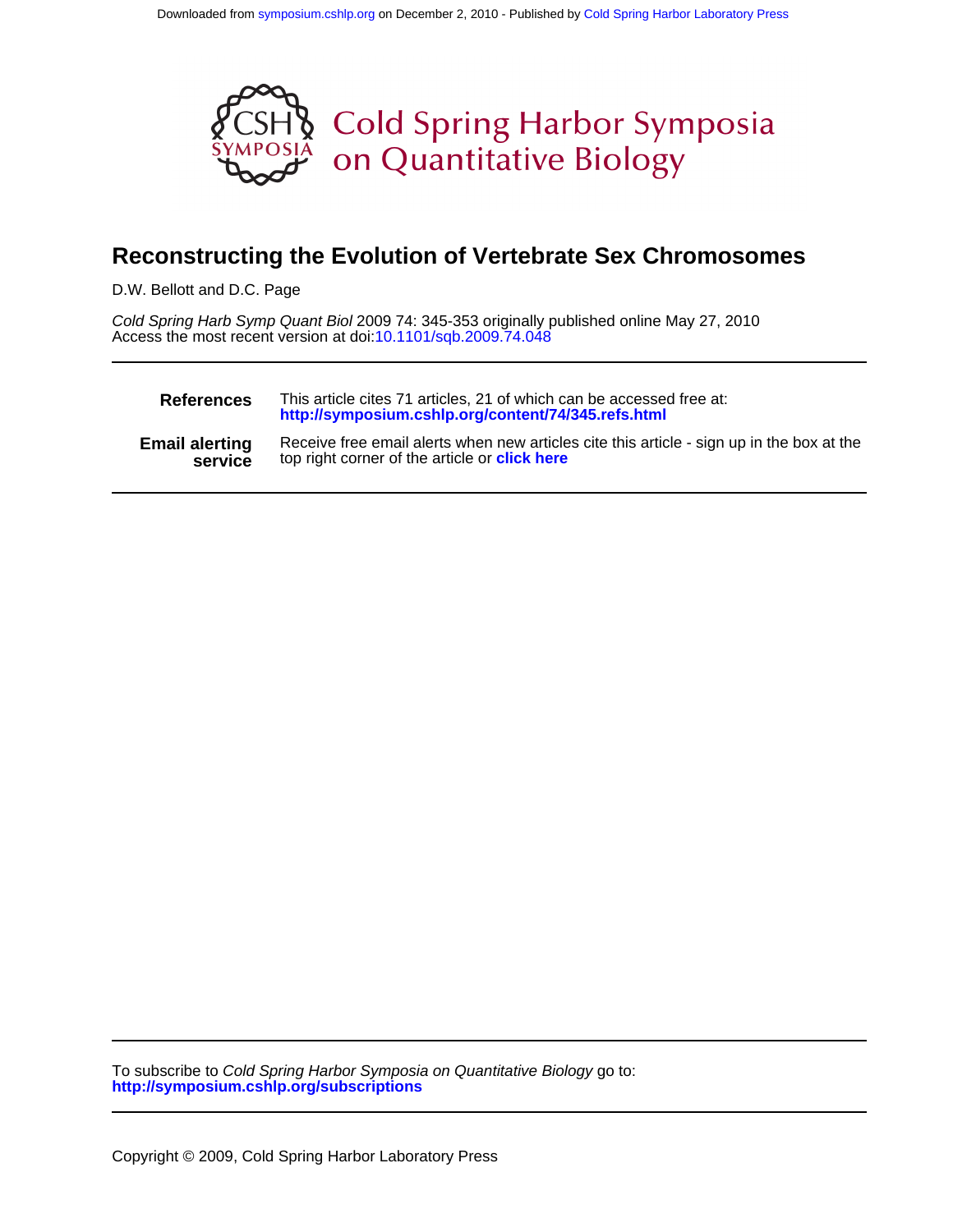Downloaded from symposium.cshlp.org on December 2, 2010 - Published by Cold Spring Harbor Laboratory Press

# Cold Spring Harbor Symposia on Quantitative Biology

## Reconstructing the Evolution of Vertebrate Sex Chromosomes

D.W. Bellott and D.C. Page

*Cold Spring Harb Symp Quant Biol* 2009 74: 345-353 originally published online May 27, 2010
Access the most recent version at doi:10.1101/sqb.2009.74.048

| | |
|---|---|
| **References** | This article cites 71 articles, 21 of which can be accessed free at: **http://symposium.cshlp.org/content/74/345.refs.html** |
| **Email alerting service** | Receive free email alerts when new articles cite this article - sign up in the box at the top right corner of the article or **click here** |

To subscribe to *Cold Spring Harbor Symposia on Quantitative Biology* go to:
**http://symposium.cshlp.org/subscriptions**

Copyright © 2009, Cold Spring Harbor Laboratory Press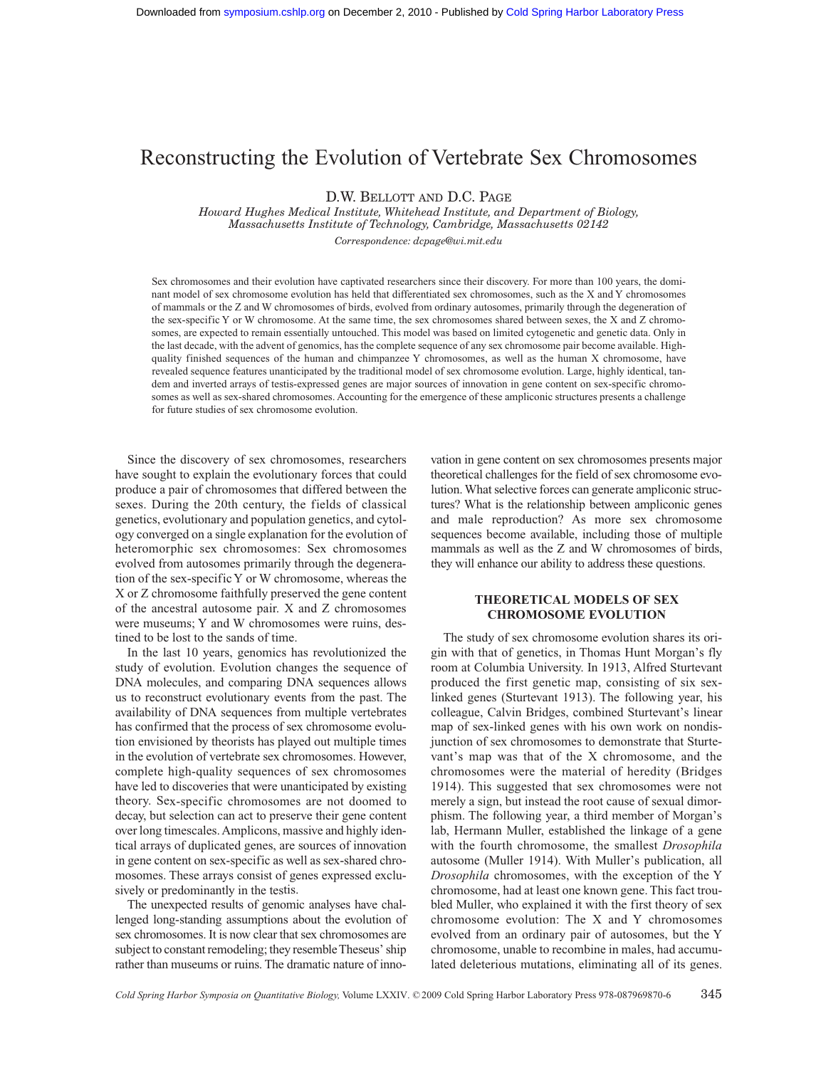# Reconstructing the Evolution of Vertebrate Sex Chromosomes

D.W. Bellott and D.C. Page

*Howard Hughes Medical Institute, Whitehead Institute, and Department of Biology, Massachusetts Institute of Technology, Cambridge, Massachusetts 02142*

*Correspondence: dcpage@wi.mit.edu*

Sex chromosomes and their evolution have captivated researchers since their discovery. For more than 100 years, the dominant model of sex chromosome evolution has held that differentiated sex chromosomes, such as the X and Y chromosomes of mammals or the Z and W chromosomes of birds, evolved from ordinary autosomes, primarily through the degeneration of the sex-specific Y or W chromosome. At the same time, the sex chromosomes shared between sexes, the X and Z chromosomes, are expected to remain essentially untouched. This model was based on limited cytogenetic and genetic data. Only in the last decade, with the advent of genomics, has the complete sequence of any sex chromosome pair become available. High-quality finished sequences of the human and chimpanzee Y chromosomes, as well as the human X chromosome, have revealed sequence features unanticipated by the traditional model of sex chromosome evolution. Large, highly identical, tandem and inverted arrays of testis-expressed genes are major sources of innovation in gene content on sex-specific chromosomes as well as sex-shared chromosomes. Accounting for the emergence of these ampliconic structures presents a challenge for future studies of sex chromosome evolution.

Since the discovery of sex chromosomes, researchers have sought to explain the evolutionary forces that could produce a pair of chromosomes that differed between the sexes. During the 20th century, the fields of classical genetics, evolutionary and population genetics, and cytology converged on a single explanation for the evolution of heteromorphic sex chromosomes: Sex chromosomes evolved from autosomes primarily through the degeneration of the sex-specific Y or W chromosome, whereas the X or Z chromosome faithfully preserved the gene content of the ancestral autosome pair. X and Z chromosomes were museums; Y and W chromosomes were ruins, destined to be lost to the sands of time.

In the last 10 years, genomics has revolutionized the study of evolution. Evolution changes the sequence of DNA molecules, and comparing DNA sequences allows us to reconstruct evolutionary events from the past. The availability of DNA sequences from multiple vertebrates has confirmed that the process of sex chromosome evolution envisioned by theorists has played out multiple times in the evolution of vertebrate sex chromosomes. However, complete high-quality sequences of sex chromosomes have led to discoveries that were unanticipated by existing theory. Sex-specific chromosomes are not doomed to decay, but selection can act to preserve their gene content over long timescales. Amplicons, massive and highly identical arrays of duplicated genes, are sources of innovation in gene content on sex-specific as well as sex-shared chromosomes. These arrays consist of genes expressed exclusively or predominantly in the testis.

The unexpected results of genomic analyses have challenged long-standing assumptions about the evolution of sex chromosomes. It is now clear that sex chromosomes are subject to constant remodeling; they resemble Theseus' ship rather than museums or ruins. The dramatic nature of innovation in gene content on sex chromosomes presents major theoretical challenges for the field of sex chromosome evolution. What selective forces can generate ampliconic structures? What is the relationship between ampliconic genes and male reproduction? As more sex chromosome sequences become available, including those of multiple mammals as well as the Z and W chromosomes of birds, they will enhance our ability to address these questions.

## THEORETICAL MODELS OF SEX CHROMOSOME EVOLUTION

The study of sex chromosome evolution shares its origin with that of genetics, in Thomas Hunt Morgan's fly room at Columbia University. In 1913, Alfred Sturtevant produced the first genetic map, consisting of six sex-linked genes (Sturtevant 1913). The following year, his colleague, Calvin Bridges, combined Sturtevant's linear map of sex-linked genes with his own work on nondisjunction of sex chromosomes to demonstrate that Sturtevant's map was that of the X chromosome, and the chromosomes were the material of heredity (Bridges 1914). This suggested that sex chromosomes were not merely a sign, but instead the root cause of sexual dimorphism. The following year, a third member of Morgan's lab, Hermann Muller, established the linkage of a gene with the fourth chromosome, the smallest *Drosophila* autosome (Muller 1914). With Muller's publication, all *Drosophila* chromosomes, with the exception of the Y chromosome, had at least one known gene. This fact troubled Muller, who explained it with the first theory of sex chromosome evolution: The X and Y chromosomes evolved from an ordinary pair of autosomes, but the Y chromosome, unable to recombine in males, had accumulated deleterious mutations, eliminating all of its genes.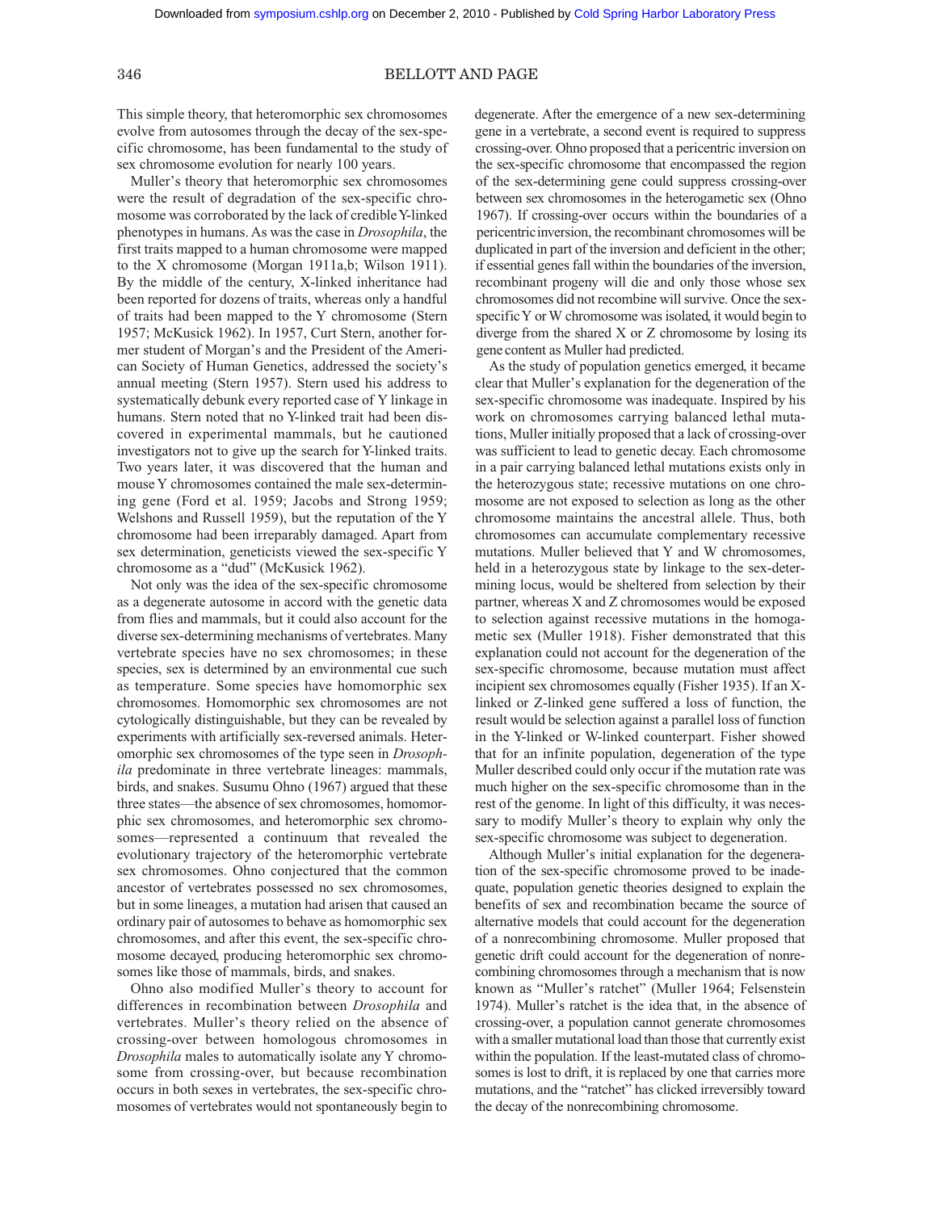This simple theory, that heteromorphic sex chromosomes evolve from autosomes through the decay of the sex-specific chromosome, has been fundamental to the study of sex chromosome evolution for nearly 100 years.

Muller's theory that heteromorphic sex chromosomes were the result of degradation of the sex-specific chromosome was corroborated by the lack of credible Y-linked phenotypes in humans. As was the case in *Drosophila*, the first traits mapped to a human chromosome were mapped to the X chromosome (Morgan 1911a,b; Wilson 1911). By the middle of the century, X-linked inheritance had been reported for dozens of traits, whereas only a handful of traits had been mapped to the Y chromosome (Stern 1957; McKusick 1962). In 1957, Curt Stern, another former student of Morgan's and the President of the American Society of Human Genetics, addressed the society's annual meeting (Stern 1957). Stern used his address to systematically debunk every reported case of Y linkage in humans. Stern noted that no Y-linked trait had been discovered in experimental mammals, but he cautioned investigators not to give up the search for Y-linked traits. Two years later, it was discovered that the human and mouse Y chromosomes contained the male sex-determining gene (Ford et al. 1959; Jacobs and Strong 1959; Welshons and Russell 1959), but the reputation of the Y chromosome had been irreparably damaged. Apart from sex determination, geneticists viewed the sex-specific Y chromosome as a "dud" (McKusick 1962).

Not only was the idea of the sex-specific chromosome as a degenerate autosome in accord with the genetic data from flies and mammals, but it could also account for the diverse sex-determining mechanisms of vertebrates. Many vertebrate species have no sex chromosomes; in these species, sex is determined by an environmental cue such as temperature. Some species have homomorphic sex chromosomes. Homomorphic sex chromosomes are not cytologically distinguishable, but they can be revealed by experiments with artificially sex-reversed animals. Heteromorphic sex chromosomes of the type seen in *Drosophila* predominate in three vertebrate lineages: mammals, birds, and snakes. Susumu Ohno (1967) argued that these three states—the absence of sex chromosomes, homomorphic sex chromosomes, and heteromorphic sex chromosomes—represented a continuum that revealed the evolutionary trajectory of the heteromorphic vertebrate sex chromosomes. Ohno conjectured that the common ancestor of vertebrates possessed no sex chromosomes, but in some lineages, a mutation had arisen that caused an ordinary pair of autosomes to behave as homomorphic sex chromosomes, and after this event, the sex-specific chromosome decayed, producing heteromorphic sex chromosomes like those of mammals, birds, and snakes.

Ohno also modified Muller's theory to account for differences in recombination between *Drosophila* and vertebrates. Muller's theory relied on the absence of crossing-over between homologous chromosomes in *Drosophila* males to automatically isolate any Y chromosome from crossing-over, but because recombination occurs in both sexes in vertebrates, the sex-specific chromosomes of vertebrates would not spontaneously begin to degenerate. After the emergence of a new sex-determining gene in a vertebrate, a second event is required to suppress crossing-over. Ohno proposed that a pericentric inversion on the sex-specific chromosome that encompassed the region of the sex-determining gene could suppress crossing-over between sex chromosomes in the heterogametic sex (Ohno 1967). If crossing-over occurs within the boundaries of a pericentric inversion, the recombinant chromosomes will be duplicated in part of the inversion and deficient in the other; if essential genes fall within the boundaries of the inversion, recombinant progeny will die and only those whose sex chromosomes did not recombine will survive. Once the sex-specific Y or W chromosome was isolated, it would begin to diverge from the shared X or Z chromosome by losing its gene content as Muller had predicted.

As the study of population genetics emerged, it became clear that Muller's explanation for the degeneration of the sex-specific chromosome was inadequate. Inspired by his work on chromosomes carrying balanced lethal mutations, Muller initially proposed that a lack of crossing-over was sufficient to lead to genetic decay. Each chromosome in a pair carrying balanced lethal mutations exists only in the heterozygous state; recessive mutations on one chromosome are not exposed to selection as long as the other chromosome maintains the ancestral allele. Thus, both chromosomes can accumulate complementary recessive mutations. Muller believed that Y and W chromosomes, held in a heterozygous state by linkage to the sex-determining locus, would be sheltered from selection by their partner, whereas X and Z chromosomes would be exposed to selection against recessive mutations in the homogametic sex (Muller 1918). Fisher demonstrated that this explanation could not account for the degeneration of the sex-specific chromosome, because mutation must affect incipient sex chromosomes equally (Fisher 1935). If an X-linked or Z-linked gene suffered a loss of function, the result would be selection against a parallel loss of function in the Y-linked or W-linked counterpart. Fisher showed that for an infinite population, degeneration of the type Muller described could only occur if the mutation rate was much higher on the sex-specific chromosome than in the rest of the genome. In light of this difficulty, it was necessary to modify Muller's theory to explain why only the sex-specific chromosome was subject to degeneration.

Although Muller's initial explanation for the degeneration of the sex-specific chromosome proved to be inadequate, population genetic theories designed to explain the benefits of sex and recombination became the source of alternative models that could account for the degeneration of a nonrecombining chromosome. Muller proposed that genetic drift could account for the degeneration of nonrecombining chromosomes through a mechanism that is now known as "Muller's ratchet" (Muller 1964; Felsenstein 1974). Muller's ratchet is the idea that, in the absence of crossing-over, a population cannot generate chromosomes with a smaller mutational load than those that currently exist within the population. If the least-mutated class of chromosomes is lost to drift, it is replaced by one that carries more mutations, and the "ratchet" has clicked irreversibly toward the decay of the nonrecombining chromosome.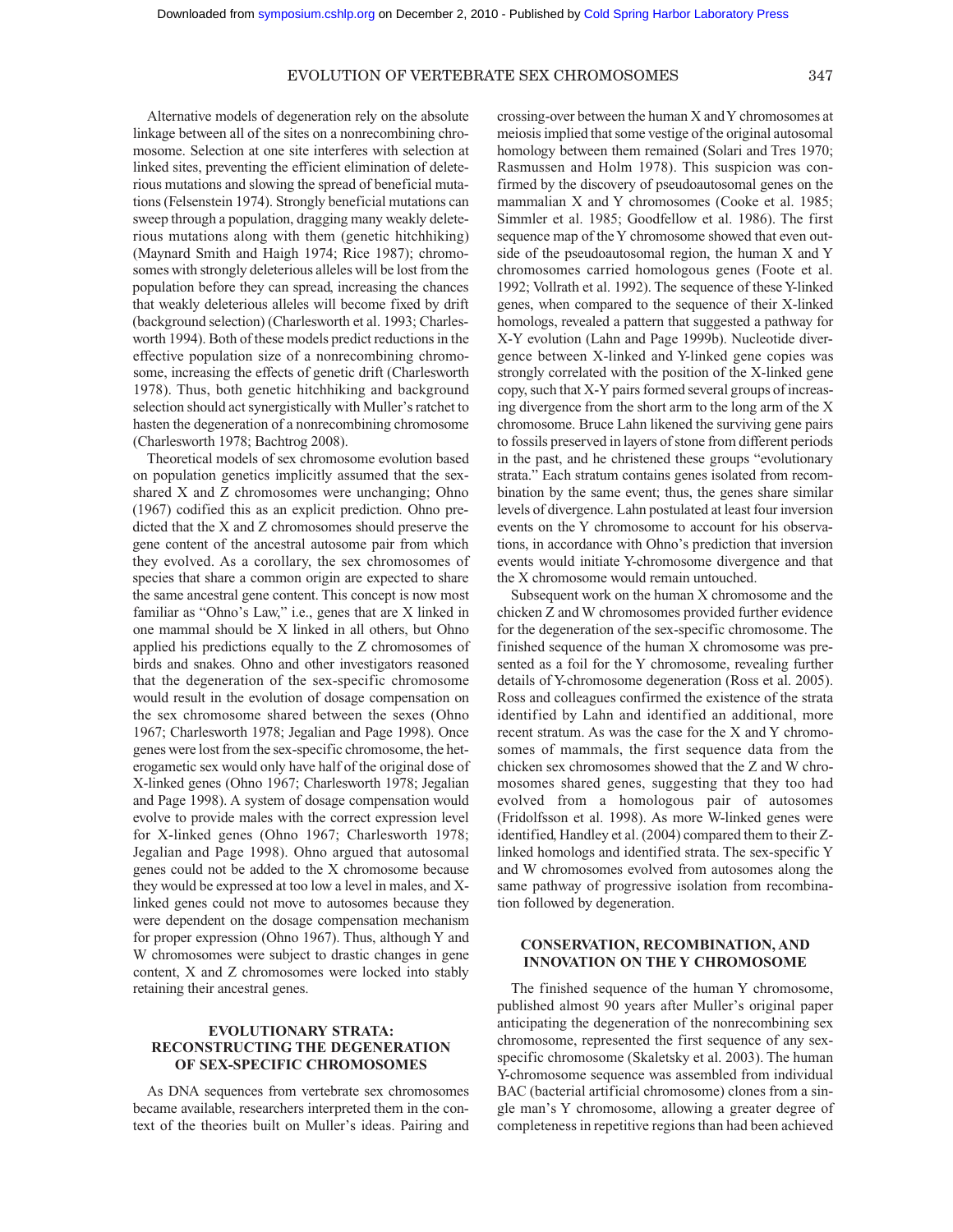Alternative models of degeneration rely on the absolute linkage between all of the sites on a nonrecombining chromosome. Selection at one site interferes with selection at linked sites, preventing the efficient elimination of deleterious mutations and slowing the spread of beneficial mutations (Felsenstein 1974). Strongly beneficial mutations can sweep through a population, dragging many weakly deleterious mutations along with them (genetic hitchhiking) (Maynard Smith and Haigh 1974; Rice 1987); chromosomes with strongly deleterious alleles will be lost from the population before they can spread, increasing the chances that weakly deleterious alleles will become fixed by drift (background selection) (Charlesworth et al. 1993; Charlesworth 1994). Both of these models predict reductions in the effective population size of a nonrecombining chromosome, increasing the effects of genetic drift (Charlesworth 1978). Thus, both genetic hitchhiking and background selection should act synergistically with Muller's ratchet to hasten the degeneration of a nonrecombining chromosome (Charlesworth 1978; Bachtrog 2008).

Theoretical models of sex chromosome evolution based on population genetics implicitly assumed that the sex-shared X and Z chromosomes were unchanging; Ohno (1967) codified this as an explicit prediction. Ohno predicted that the X and Z chromosomes should preserve the gene content of the ancestral autosome pair from which they evolved. As a corollary, the sex chromosomes of species that share a common origin are expected to share the same ancestral gene content. This concept is now most familiar as "Ohno's Law," i.e., genes that are X linked in one mammal should be X linked in all others, but Ohno applied his predictions equally to the Z chromosomes of birds and snakes. Ohno and other investigators reasoned that the degeneration of the sex-specific chromosome would result in the evolution of dosage compensation on the sex chromosome shared between the sexes (Ohno 1967; Charlesworth 1978; Jegalian and Page 1998). Once genes were lost from the sex-specific chromosome, the heterogametic sex would only have half of the original dose of X-linked genes (Ohno 1967; Charlesworth 1978; Jegalian and Page 1998). A system of dosage compensation would evolve to provide males with the correct expression level for X-linked genes (Ohno 1967; Charlesworth 1978; Jegalian and Page 1998). Ohno argued that autosomal genes could not be added to the X chromosome because they would be expressed at too low a level in males, and X-linked genes could not move to autosomes because they were dependent on the dosage compensation mechanism for proper expression (Ohno 1967). Thus, although Y and W chromosomes were subject to drastic changes in gene content, X and Z chromosomes were locked into stably retaining their ancestral genes.

## EVOLUTIONARY STRATA: RECONSTRUCTING THE DEGENERATION OF SEX-SPECIFIC CHROMOSOMES

As DNA sequences from vertebrate sex chromosomes became available, researchers interpreted them in the context of the theories built on Muller's ideas. Pairing and crossing-over between the human X and Y chromosomes at meiosis implied that some vestige of the original autosomal homology between them remained (Solari and Tres 1970; Rasmussen and Holm 1978). This suspicion was confirmed by the discovery of pseudoautosomal genes on the mammalian X and Y chromosomes (Cooke et al. 1985; Simmler et al. 1985; Goodfellow et al. 1986). The first sequence map of the Y chromosome showed that even outside of the pseudoautosomal region, the human X and Y chromosomes carried homologous genes (Foote et al. 1992; Vollrath et al. 1992). The sequence of these Y-linked genes, when compared to the sequence of their X-linked homologs, revealed a pattern that suggested a pathway for X-Y evolution (Lahn and Page 1999b). Nucleotide divergence between X-linked and Y-linked gene copies was strongly correlated with the position of the X-linked gene copy, such that X-Y pairs formed several groups of increasing divergence from the short arm to the long arm of the X chromosome. Bruce Lahn likened the surviving gene pairs to fossils preserved in layers of stone from different periods in the past, and he christened these groups "evolutionary strata." Each stratum contains genes isolated from recombination by the same event; thus, the genes share similar levels of divergence. Lahn postulated at least four inversion events on the Y chromosome to account for his observations, in accordance with Ohno's prediction that inversion events would initiate Y-chromosome divergence and that the X chromosome would remain untouched.

Subsequent work on the human X chromosome and the chicken Z and W chromosomes provided further evidence for the degeneration of the sex-specific chromosome. The finished sequence of the human X chromosome was presented as a foil for the Y chromosome, revealing further details of Y-chromosome degeneration (Ross et al. 2005). Ross and colleagues confirmed the existence of the strata identified by Lahn and identified an additional, more recent stratum. As was the case for the X and Y chromosomes of mammals, the first sequence data from the chicken sex chromosomes showed that the Z and W chromosomes shared genes, suggesting that they too had evolved from a homologous pair of autosomes (Fridolfsson et al. 1998). As more W-linked genes were identified, Handley et al. (2004) compared them to their Z-linked homologs and identified strata. The sex-specific Y and W chromosomes evolved from autosomes along the same pathway of progressive isolation from recombination followed by degeneration.

## CONSERVATION, RECOMBINATION, AND INNOVATION ON THE Y CHROMOSOME

The finished sequence of the human Y chromosome, published almost 90 years after Muller's original paper anticipating the degeneration of the nonrecombining sex chromosome, represented the first sequence of any sex-specific chromosome (Skaletsky et al. 2003). The human Y-chromosome sequence was assembled from individual BAC (bacterial artificial chromosome) clones from a single man's Y chromosome, allowing a greater degree of completeness in repetitive regions than had been achieved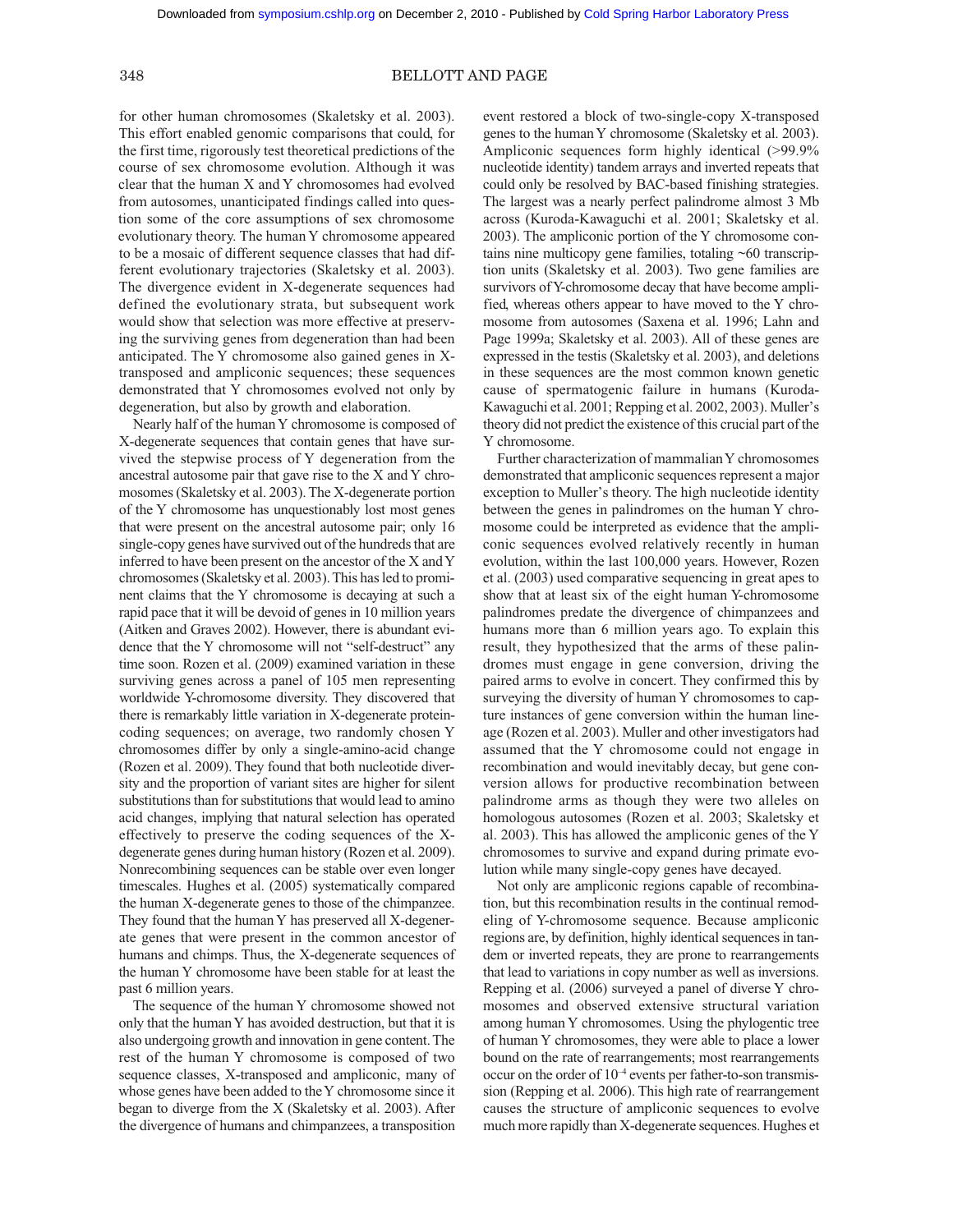for other human chromosomes (Skaletsky et al. 2003). This effort enabled genomic comparisons that could, for the first time, rigorously test theoretical predictions of the course of sex chromosome evolution. Although it was clear that the human X and Y chromosomes had evolved from autosomes, unanticipated findings called into question some of the core assumptions of sex chromosome evolutionary theory. The human Y chromosome appeared to be a mosaic of different sequence classes that had different evolutionary trajectories (Skaletsky et al. 2003). The divergence evident in X-degenerate sequences had defined the evolutionary strata, but subsequent work would show that selection was more effective at preserving the surviving genes from degeneration than had been anticipated. The Y chromosome also gained genes in X-transposed and ampliconic sequences; these sequences demonstrated that Y chromosomes evolved not only by degeneration, but also by growth and elaboration.

Nearly half of the human Y chromosome is composed of X-degenerate sequences that contain genes that have survived the stepwise process of Y degeneration from the ancestral autosome pair that gave rise to the X and Y chromosomes (Skaletsky et al. 2003). The X-degenerate portion of the Y chromosome has unquestionably lost most genes that were present on the ancestral autosome pair; only 16 single-copy genes have survived out of the hundreds that are inferred to have been present on the ancestor of the X and Y chromosomes (Skaletsky et al. 2003). This has led to prominent claims that the Y chromosome is decaying at such a rapid pace that it will be devoid of genes in 10 million years (Aitken and Graves 2002). However, there is abundant evidence that the Y chromosome will not "self-destruct" any time soon. Rozen et al. (2009) examined variation in these surviving genes across a panel of 105 men representing worldwide Y-chromosome diversity. They discovered that there is remarkably little variation in X-degenerate protein-coding sequences; on average, two randomly chosen Y chromosomes differ by only a single-amino-acid change (Rozen et al. 2009). They found that both nucleotide diversity and the proportion of variant sites are higher for silent substitutions than for substitutions that would lead to amino acid changes, implying that natural selection has operated effectively to preserve the coding sequences of the X-degenerate genes during human history (Rozen et al. 2009). Nonrecombining sequences can be stable over even longer timescales. Hughes et al. (2005) systematically compared the human X-degenerate genes to those of the chimpanzee. They found that the human Y has preserved all X-degenerate genes that were present in the common ancestor of humans and chimps. Thus, the X-degenerate sequences of the human Y chromosome have been stable for at least the past 6 million years.

The sequence of the human Y chromosome showed not only that the human Y has avoided destruction, but that it is also undergoing growth and innovation in gene content. The rest of the human Y chromosome is composed of two sequence classes, X-transposed and ampliconic, many of whose genes have been added to the Y chromosome since it began to diverge from the X (Skaletsky et al. 2003). After the divergence of humans and chimpanzees, a transposition event restored a block of two-single-copy X-transposed genes to the human Y chromosome (Skaletsky et al. 2003). Ampliconic sequences form highly identical (>99.9% nucleotide identity) tandem arrays and inverted repeats that could only be resolved by BAC-based finishing strategies. The largest was a nearly perfect palindrome almost 3 Mb across (Kuroda-Kawaguchi et al. 2001; Skaletsky et al. 2003). The ampliconic portion of the Y chromosome contains nine multicopy gene families, totaling ~60 transcription units (Skaletsky et al. 2003). Two gene families are survivors of Y-chromosome decay that have become amplified, whereas others appear to have moved to the Y chromosome from autosomes (Saxena et al. 1996; Lahn and Page 1999a; Skaletsky et al. 2003). All of these genes are expressed in the testis (Skaletsky et al. 2003), and deletions in these sequences are the most common known genetic cause of spermatogenic failure in humans (Kuroda-Kawaguchi et al. 2001; Repping et al. 2002, 2003). Muller's theory did not predict the existence of this crucial part of the Y chromosome.

Further characterization of mammalian Y chromosomes demonstrated that ampliconic sequences represent a major exception to Muller's theory. The high nucleotide identity between the genes in palindromes on the human Y chromosome could be interpreted as evidence that the ampliconic sequences evolved relatively recently in human evolution, within the last 100,000 years. However, Rozen et al. (2003) used comparative sequencing in great apes to show that at least six of the eight human Y-chromosome palindromes predate the divergence of chimpanzees and humans more than 6 million years ago. To explain this result, they hypothesized that the arms of these palindromes must engage in gene conversion, driving the paired arms to evolve in concert. They confirmed this by surveying the diversity of human Y chromosomes to capture instances of gene conversion within the human lineage (Rozen et al. 2003). Muller and other investigators had assumed that the Y chromosome could not engage in recombination and would inevitably decay, but gene conversion allows for productive recombination between palindrome arms as though they were two alleles on homologous autosomes (Rozen et al. 2003; Skaletsky et al. 2003). This has allowed the ampliconic genes of the Y chromosomes to survive and expand during primate evolution while many single-copy genes have decayed.

Not only are ampliconic regions capable of recombination, but this recombination results in the continual remodeling of Y-chromosome sequence. Because ampliconic regions are, by definition, highly identical sequences in tandem or inverted repeats, they are prone to rearrangements that lead to variations in copy number as well as inversions. Repping et al. (2006) surveyed a panel of diverse Y chromosomes and observed extensive structural variation among human Y chromosomes. Using the phylogentic tree of human Y chromosomes, they were able to place a lower bound on the rate of rearrangements; most rearrangements occur on the order of $10^{-4}$ events per father-to-son transmission (Repping et al. 2006). This high rate of rearrangement causes the structure of ampliconic sequences to evolve much more rapidly than X-degenerate sequences. Hughes et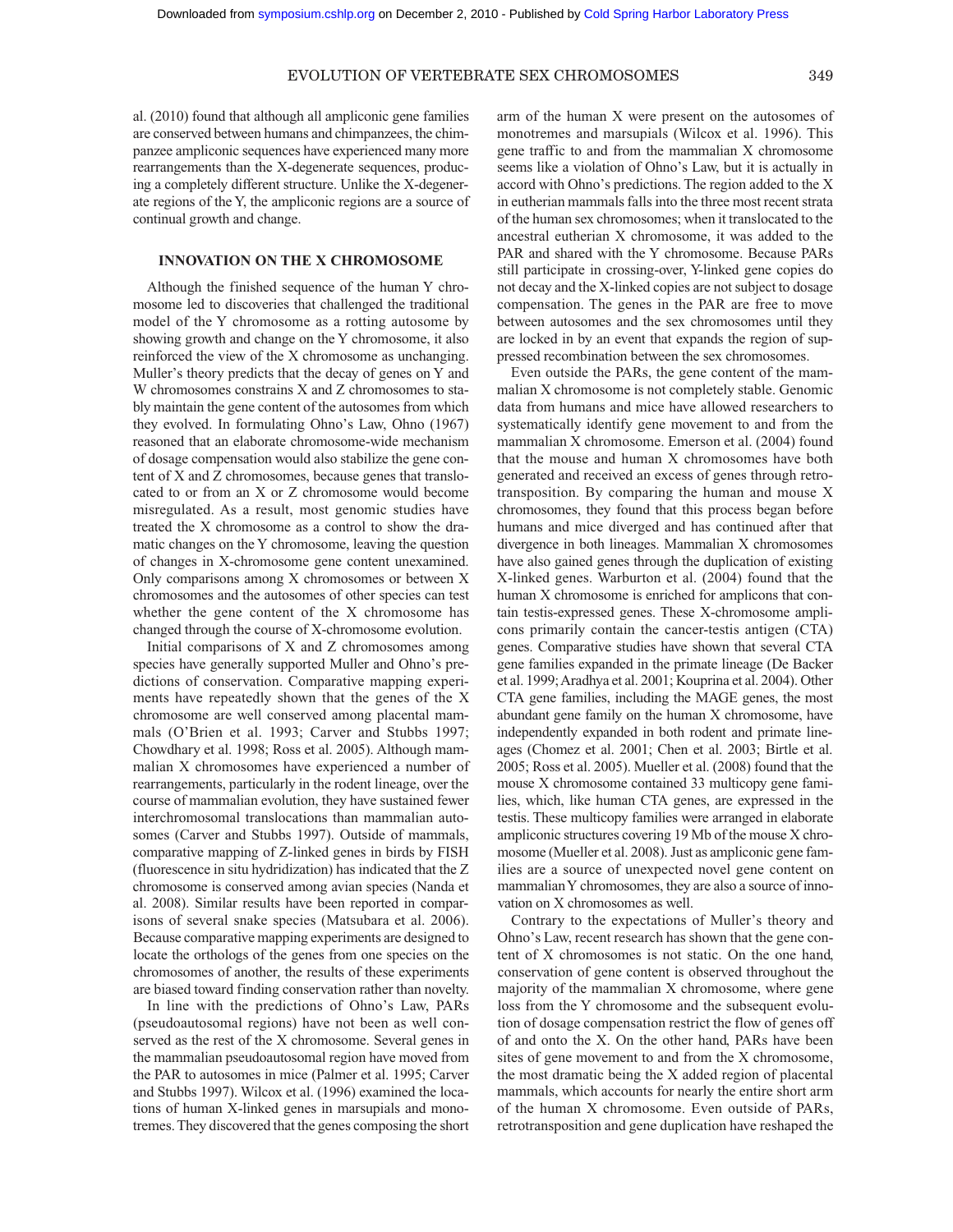al. (2010) found that although all ampliconic gene families are conserved between humans and chimpanzees, the chimpanzee ampliconic sequences have experienced many more rearrangements than the X-degenerate sequences, producing a completely different structure. Unlike the X-degenerate regions of the Y, the ampliconic regions are a source of continual growth and change.

## INNOVATION ON THE X CHROMOSOME

Although the finished sequence of the human Y chromosome led to discoveries that challenged the traditional model of the Y chromosome as a rotting autosome by showing growth and change on the Y chromosome, it also reinforced the view of the X chromosome as unchanging. Muller's theory predicts that the decay of genes on Y and W chromosomes constrains X and Z chromosomes to stably maintain the gene content of the autosomes from which they evolved. In formulating Ohno's Law, Ohno (1967) reasoned that an elaborate chromosome-wide mechanism of dosage compensation would also stabilize the gene content of X and Z chromosomes, because genes that translocated to or from an X or Z chromosome would become misregulated. As a result, most genomic studies have treated the X chromosome as a control to show the dramatic changes on the Y chromosome, leaving the question of changes in X-chromosome gene content unexamined. Only comparisons among X chromosomes or between X chromosomes and the autosomes of other species can test whether the gene content of the X chromosome has changed through the course of X-chromosome evolution.

Initial comparisons of X and Z chromosomes among species have generally supported Muller and Ohno's predictions of conservation. Comparative mapping experiments have repeatedly shown that the genes of the X chromosome are well conserved among placental mammals (O'Brien et al. 1993; Carver and Stubbs 1997; Chowdhary et al. 1998; Ross et al. 2005). Although mammalian X chromosomes have experienced a number of rearrangements, particularly in the rodent lineage, over the course of mammalian evolution, they have sustained fewer interchromosomal translocations than mammalian autosomes (Carver and Stubbs 1997). Outside of mammals, comparative mapping of Z-linked genes in birds by FISH (fluorescence in situ hydridization) has indicated that the Z chromosome is conserved among avian species (Nanda et al. 2008). Similar results have been reported in comparisons of several snake species (Matsubara et al. 2006). Because comparative mapping experiments are designed to locate the orthologs of the genes from one species on the chromosomes of another, the results of these experiments are biased toward finding conservation rather than novelty.

In line with the predictions of Ohno's Law, PARs (pseudoautosomal regions) have not been as well conserved as the rest of the X chromosome. Several genes in the mammalian pseudoautosomal region have moved from the PAR to autosomes in mice (Palmer et al. 1995; Carver and Stubbs 1997). Wilcox et al. (1996) examined the locations of human X-linked genes in marsupials and monotremes. They discovered that the genes composing the short arm of the human X were present on the autosomes of monotremes and marsupials (Wilcox et al. 1996). This gene traffic to and from the mammalian X chromosome seems like a violation of Ohno's Law, but it is actually in accord with Ohno's predictions. The region added to the X in eutherian mammals falls into the three most recent strata of the human sex chromosomes; when it translocated to the ancestral eutherian X chromosome, it was added to the PAR and shared with the Y chromosome. Because PARs still participate in crossing-over, Y-linked gene copies do not decay and the X-linked copies are not subject to dosage compensation. The genes in the PAR are free to move between autosomes and the sex chromosomes until they are locked in by an event that expands the region of suppressed recombination between the sex chromosomes.

Even outside the PARs, the gene content of the mammalian X chromosome is not completely stable. Genomic data from humans and mice have allowed researchers to systematically identify gene movement to and from the mammalian X chromosome. Emerson et al. (2004) found that the mouse and human X chromosomes have both generated and received an excess of genes through retrotransposition. By comparing the human and mouse X chromosomes, they found that this process began before humans and mice diverged and has continued after that divergence in both lineages. Mammalian X chromosomes have also gained genes through the duplication of existing X-linked genes. Warburton et al. (2004) found that the human X chromosome is enriched for amplicons that contain testis-expressed genes. These X-chromosome amplicons primarily contain the cancer-testis antigen (CTA) genes. Comparative studies have shown that several CTA gene families expanded in the primate lineage (De Backer et al. 1999; Aradhya et al. 2001; Kouprina et al. 2004). Other CTA gene families, including the MAGE genes, the most abundant gene family on the human X chromosome, have independently expanded in both rodent and primate lineages (Chomez et al. 2001; Chen et al. 2003; Birtle et al. 2005; Ross et al. 2005). Mueller et al. (2008) found that the mouse X chromosome contained 33 multicopy gene families, which, like human CTA genes, are expressed in the testis. These multicopy families were arranged in elaborate ampliconic structures covering 19 Mb of the mouse X chromosome (Mueller et al. 2008). Just as ampliconic gene families are a source of unexpected novel gene content on mammalian Y chromosomes, they are also a source of innovation on X chromosomes as well.

Contrary to the expectations of Muller's theory and Ohno's Law, recent research has shown that the gene content of X chromosomes is not static. On the one hand, conservation of gene content is observed throughout the majority of the mammalian X chromosome, where gene loss from the Y chromosome and the subsequent evolution of dosage compensation restrict the flow of genes off of and onto the X. On the other hand, PARs have been sites of gene movement to and from the X chromosome, the most dramatic being the X added region of placental mammals, which accounts for nearly the entire short arm of the human X chromosome. Even outside of PARs, retrotransposition and gene duplication have reshaped the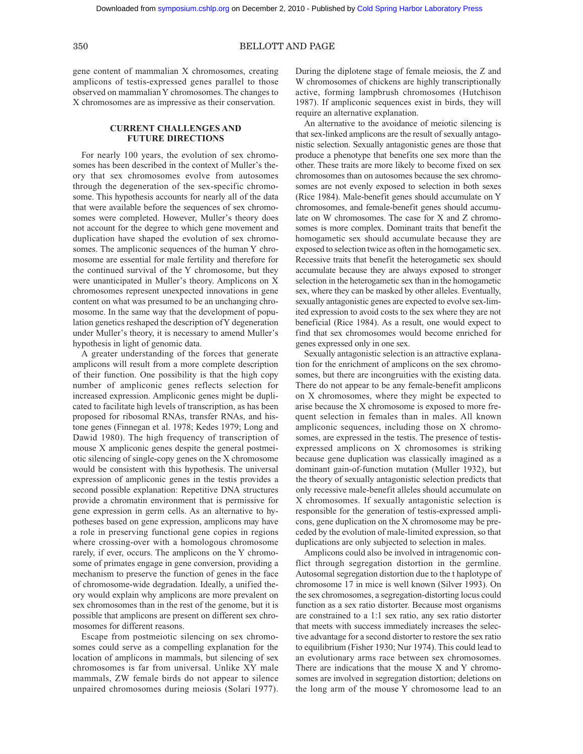gene content of mammalian X chromosomes, creating amplicons of testis-expressed genes parallel to those observed on mammalian Y chromosomes. The changes to X chromosomes are as impressive as their conservation.

## CURRENT CHALLENGES AND FUTURE DIRECTIONS

For nearly 100 years, the evolution of sex chromosomes has been described in the context of Muller's theory that sex chromosomes evolve from autosomes through the degeneration of the sex-specific chromosome. This hypothesis accounts for nearly all of the data that were available before the sequences of sex chromosomes were completed. However, Muller's theory does not account for the degree to which gene movement and duplication have shaped the evolution of sex chromosomes. The ampliconic sequences of the human Y chromosome are essential for male fertility and therefore for the continued survival of the Y chromosome, but they were unanticipated in Muller's theory. Amplicons on X chromosomes represent unexpected innovations in gene content on what was presumed to be an unchanging chromosome. In the same way that the development of population genetics reshaped the description of Y degeneration under Muller's theory, it is necessary to amend Muller's hypothesis in light of genomic data.

A greater understanding of the forces that generate amplicons will result from a more complete description of their function. One possibility is that the high copy number of ampliconic genes reflects selection for increased expression. Ampliconic genes might be duplicated to facilitate high levels of transcription, as has been proposed for ribosomal RNAs, transfer RNAs, and histone genes (Finnegan et al. 1978; Kedes 1979; Long and Dawid 1980). The high frequency of transcription of mouse X ampliconic genes despite the general postmeiotic silencing of single-copy genes on the X chromosome would be consistent with this hypothesis. The universal expression of ampliconic genes in the testis provides a second possible explanation: Repetitive DNA structures provide a chromatin environment that is permissive for gene expression in germ cells. As an alternative to hypotheses based on gene expression, amplicons may have a role in preserving functional gene copies in regions where crossing-over with a homologous chromosome rarely, if ever, occurs. The amplicons on the Y chromosome of primates engage in gene conversion, providing a mechanism to preserve the function of genes in the face of chromosome-wide degradation. Ideally, a unified theory would explain why amplicons are more prevalent on sex chromosomes than in the rest of the genome, but it is possible that amplicons are present on different sex chromosomes for different reasons.

Escape from postmeiotic silencing on sex chromosomes could serve as a compelling explanation for the location of amplicons in mammals, but silencing of sex chromosomes is far from universal. Unlike XY male mammals, ZW female birds do not appear to silence unpaired chromosomes during meiosis (Solari 1977). During the diplotene stage of female meiosis, the Z and W chromosomes of chickens are highly transcriptionally active, forming lampbrush chromosomes (Hutchison 1987). If ampliconic sequences exist in birds, they will require an alternative explanation.

An alternative to the avoidance of meiotic silencing is that sex-linked amplicons are the result of sexually antagonistic selection. Sexually antagonistic genes are those that produce a phenotype that benefits one sex more than the other. These traits are more likely to become fixed on sex chromosomes than on autosomes because the sex chromosomes are not evenly exposed to selection in both sexes (Rice 1984). Male-benefit genes should accumulate on Y chromosomes, and female-benefit genes should accumulate on W chromosomes. The case for X and Z chromosomes is more complex. Dominant traits that benefit the homogametic sex should accumulate because they are exposed to selection twice as often in the homogametic sex. Recessive traits that benefit the heterogametic sex should accumulate because they are always exposed to stronger selection in the heterogametic sex than in the homogametic sex, where they can be masked by other alleles. Eventually, sexually antagonistic genes are expected to evolve sex-limited expression to avoid costs to the sex where they are not beneficial (Rice 1984). As a result, one would expect to find that sex chromosomes would become enriched for genes expressed only in one sex.

Sexually antagonistic selection is an attractive explanation for the enrichment of amplicons on the sex chromosomes, but there are incongruities with the existing data. There do not appear to be any female-benefit amplicons on X chromosomes, where they might be expected to arise because the X chromosome is exposed to more frequent selection in females than in males. All known ampliconic sequences, including those on X chromosomes, are expressed in the testis. The presence of testis-expressed amplicons on X chromosomes is striking because gene duplication was classically imagined as a dominant gain-of-function mutation (Muller 1932), but the theory of sexually antagonistic selection predicts that only recessive male-benefit alleles should accumulate on X chromosomes. If sexually antagonistic selection is responsible for the generation of testis-expressed amplicons, gene duplication on the X chromosome may be preceded by the evolution of male-limited expression, so that duplications are only subjected to selection in males.

Amplicons could also be involved in intragenomic conflict through segregation distortion in the germline. Autosomal segregation distortion due to the t haplotype of chromosome 17 in mice is well known (Silver 1993). On the sex chromosomes, a segregation-distorting locus could function as a sex ratio distorter. Because most organisms are constrained to a 1:1 sex ratio, any sex ratio distorter that meets with success immediately increases the selective advantage for a second distorter to restore the sex ratio to equilibrium (Fisher 1930; Nur 1974). This could lead to an evolutionary arms race between sex chromosomes. There are indications that the mouse X and Y chromosomes are involved in segregation distortion; deletions on the long arm of the mouse Y chromosome lead to an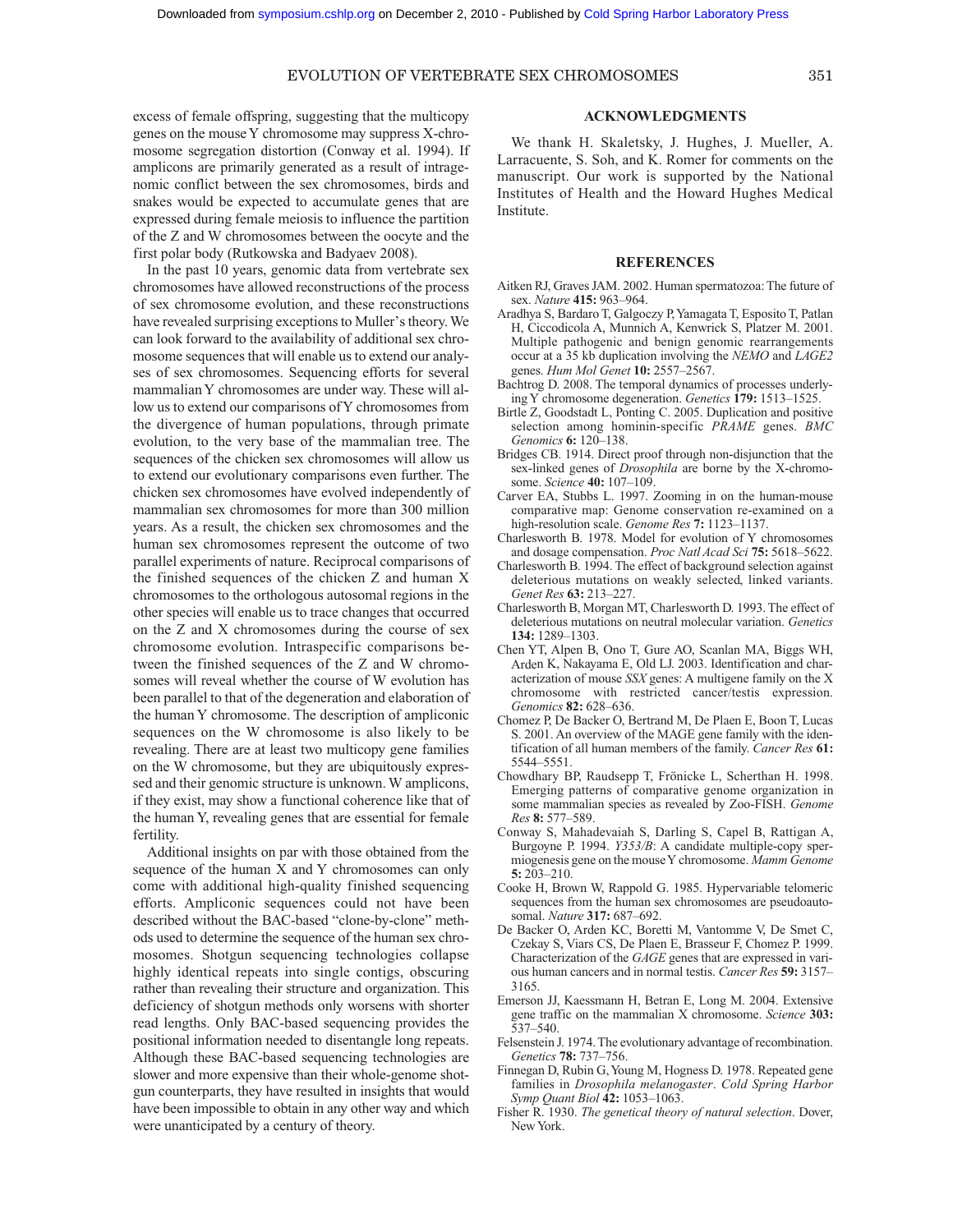excess of female offspring, suggesting that the multicopy genes on the mouse Y chromosome may suppress X-chromosome segregation distortion (Conway et al. 1994). If amplicons are primarily generated as a result of intragenomic conflict between the sex chromosomes, birds and snakes would be expected to accumulate genes that are expressed during female meiosis to influence the partition of the Z and W chromosomes between the oocyte and the first polar body (Rutkowska and Badyaev 2008).

In the past 10 years, genomic data from vertebrate sex chromosomes have allowed reconstructions of the process of sex chromosome evolution, and these reconstructions have revealed surprising exceptions to Muller's theory. We can look forward to the availability of additional sex chromosome sequences that will enable us to extend our analyses of sex chromosomes. Sequencing efforts for several mammalian Y chromosomes are under way. These will allow us to extend our comparisons of Y chromosomes from the divergence of human populations, through primate evolution, to the very base of the mammalian tree. The sequences of the chicken sex chromosomes will allow us to extend our evolutionary comparisons even further. The chicken sex chromosomes have evolved independently of mammalian sex chromosomes for more than 300 million years. As a result, the chicken sex chromosomes and the human sex chromosomes represent the outcome of two parallel experiments of nature. Reciprocal comparisons of the finished sequences of the chicken Z and human X chromosomes to the orthologous autosomal regions in the other species will enable us to trace changes that occurred on the Z and X chromosomes during the course of sex chromosome evolution. Intraspecific comparisons between the finished sequences of the Z and W chromosomes will reveal whether the course of W evolution has been parallel to that of the degeneration and elaboration of the human Y chromosome. The description of ampliconic sequences on the W chromosome is also likely to be revealing. There are at least two multicopy gene families on the W chromosome, but they are ubiquitously expressed and their genomic structure is unknown. W amplicons, if they exist, may show a functional coherence like that of the human Y, revealing genes that are essential for female fertility.

Additional insights on par with those obtained from the sequence of the human X and Y chromosomes can only come with additional high-quality finished sequencing efforts. Ampliconic sequences could not have been described without the BAC-based "clone-by-clone" methods used to determine the sequence of the human sex chromosomes. Shotgun sequencing technologies collapse highly identical repeats into single contigs, obscuring rather than revealing their structure and organization. This deficiency of shotgun methods only worsens with shorter read lengths. Only BAC-based sequencing provides the positional information needed to disentangle long repeats. Although these BAC-based sequencing technologies are slower and more expensive than their whole-genome shotgun counterparts, they have resulted in insights that would have been impossible to obtain in any other way and which were unanticipated by a century of theory.

## ACKNOWLEDGMENTS

We thank H. Skaletsky, J. Hughes, J. Mueller, A. Larracuente, S. Soh, and K. Romer for comments on the manuscript. Our work is supported by the National Institutes of Health and the Howard Hughes Medical Institute.

## REFERENCES

Aitken RJ, Graves JAM. 2002. Human spermatozoa: The future of sex. *Nature* **415:** 963–964.

Aradhya S, Bardaro T, Galgoczy P, Yamagata T, Esposito T, Patlan H, Ciccodicola A, Munnich A, Kenwrick S, Platzer M. 2001. Multiple pathogenic and benign genomic rearrangements occur at a 35 kb duplication involving the *NEMO* and *LAGE2* genes. *Hum Mol Genet* **10:** 2557–2567.

Bachtrog D. 2008. The temporal dynamics of processes underlying Y chromosome degeneration. *Genetics* **179:** 1513–1525.

Birtle Z, Goodstadt L, Ponting C. 2005. Duplication and positive selection among hominin-specific *PRAME* genes. *BMC Genomics* **6:** 120–138.

Bridges CB. 1914. Direct proof through non-disjunction that the sex-linked genes of *Drosophila* are borne by the X-chromosome. *Science* **40:** 107–109.

Carver EA, Stubbs L. 1997. Zooming in on the human-mouse comparative map: Genome conservation re-examined on a high-resolution scale. *Genome Res* **7:** 1123–1137.

Charlesworth B. 1978. Model for evolution of Y chromosomes and dosage compensation. *Proc Natl Acad Sci* **75:** 5618–5622.

Charlesworth B. 1994. The effect of background selection against deleterious mutations on weakly selected, linked variants. *Genet Res* **63:** 213–227.

Charlesworth B, Morgan MT, Charlesworth D. 1993. The effect of deleterious mutations on neutral molecular variation. *Genetics* **134:** 1289–1303.

Chen YT, Alpen B, Ono T, Gure AO, Scanlan MA, Biggs WH, Arden K, Nakayama E, Old LJ. 2003. Identification and characterization of mouse *SSX* genes: A multigene family on the X chromosome with restricted cancer/testis expression. *Genomics* **82:** 628–636.

Chomez P, De Backer O, Bertrand M, De Plaen E, Boon T, Lucas S. 2001. An overview of the MAGE gene family with the identification of all human members of the family. *Cancer Res* **61:** 5544–5551.

Chowdhary BP, Raudsepp T, Frönicke L, Scherthan H. 1998. Emerging patterns of comparative genome organization in some mammalian species as revealed by Zoo-FISH. *Genome Res* **8:** 577–589.

Conway S, Mahadevaiah S, Darling S, Capel B, Rattigan A, Burgoyne P. 1994. *Y353/B*: A candidate multiple-copy spermiogenesis gene on the mouse Y chromosome. *Mamm Genome* **5:** 203–210.

Cooke H, Brown W, Rappold G. 1985. Hypervariable telomeric sequences from the human sex chromosomes are pseudoautosomal. *Nature* **317:** 687–692.

De Backer O, Arden KC, Boretti M, Vantomme V, De Smet C, Czekay S, Viars CS, De Plaen E, Brasseur F, Chomez P. 1999. Characterization of the *GAGE* genes that are expressed in various human cancers and in normal testis. *Cancer Res* **59:** 3157–3165.

Emerson JJ, Kaessmann H, Betran E, Long M. 2004. Extensive gene traffic on the mammalian X chromosome. *Science* **303:** 537–540.

Felsenstein J. 1974. The evolutionary advantage of recombination. *Genetics* **78:** 737–756.

Finnegan D, Rubin G, Young M, Hogness D. 1978. Repeated gene families in *Drosophila melanogaster*. *Cold Spring Harbor Symp Quant Biol* **42:** 1053–1063.

Fisher R. 1930. *The genetical theory of natural selection*. Dover, New York.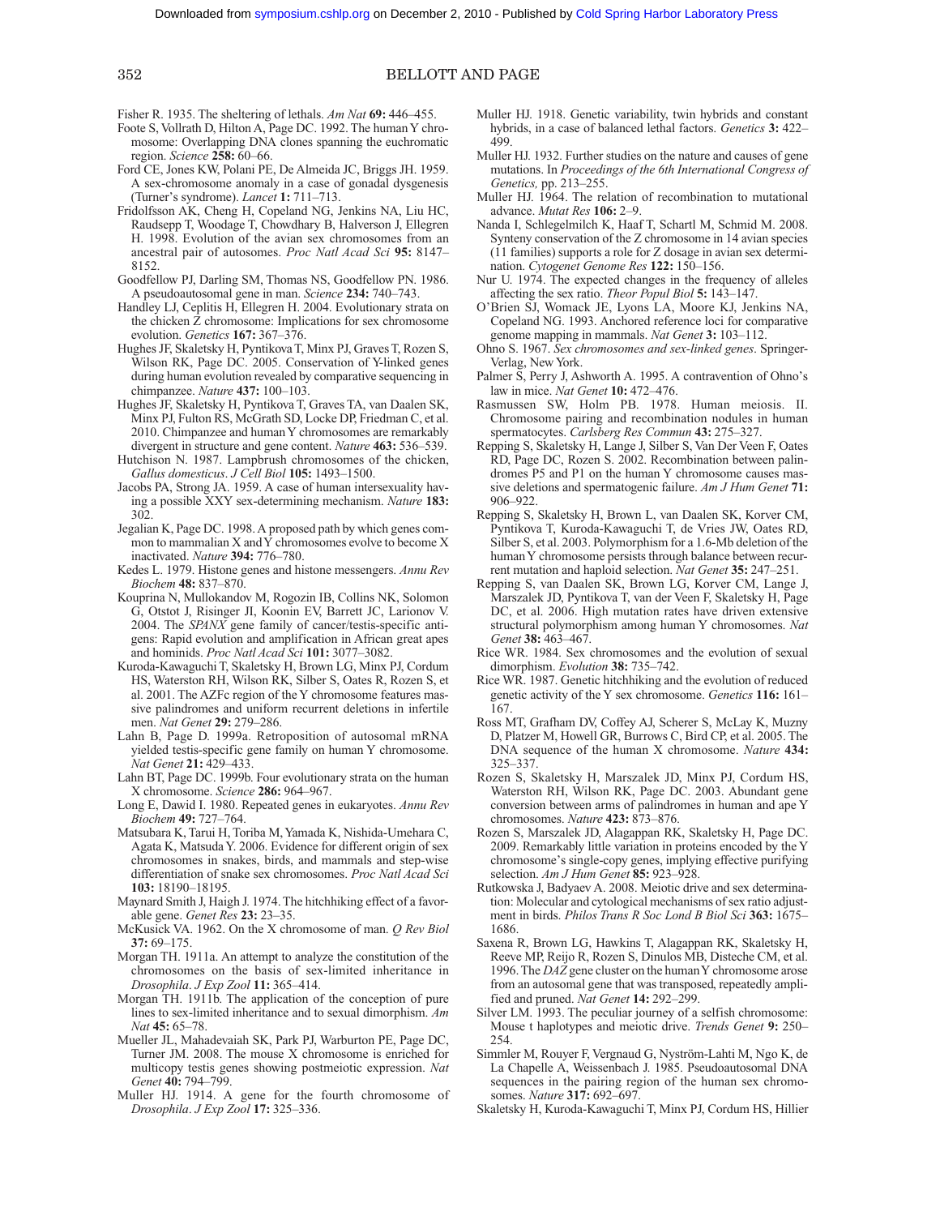Fisher R. 1935. The sheltering of lethals. *Am Nat* **69:** 446–455.

Foote S, Vollrath D, Hilton A, Page DC. 1992. The human Y chromosome: Overlapping DNA clones spanning the euchromatic region. *Science* **258:** 60–66.

Ford CE, Jones KW, Polani PE, De Almeida JC, Briggs JH. 1959. A sex-chromosome anomaly in a case of gonadal dysgenesis (Turner's syndrome). *Lancet* **1:** 711–713.

Fridolfsson AK, Cheng H, Copeland NG, Jenkins NA, Liu HC, Raudsepp T, Woodage T, Chowdhary B, Halverson J, Ellegren H. 1998. Evolution of the avian sex chromosomes from an ancestral pair of autosomes. *Proc Natl Acad Sci* **95:** 8147–8152.

Goodfellow PJ, Darling SM, Thomas NS, Goodfellow PN. 1986. A pseudoautosomal gene in man. *Science* **234:** 740–743.

Handley LJ, Ceplitis H, Ellegren H. 2004. Evolutionary strata on the chicken Z chromosome: Implications for sex chromosome evolution. *Genetics* **167:** 367–376.

Hughes JF, Skaletsky H, Pyntikova T, Minx PJ, Graves T, Rozen S, Wilson RK, Page DC. 2005. Conservation of Y-linked genes during human evolution revealed by comparative sequencing in chimpanzee. *Nature* **437:** 100–103.

Hughes JF, Skaletsky H, Pyntikova T, Graves TA, van Daalen SK, Minx PJ, Fulton RS, McGrath SD, Locke DP, Friedman C, et al. 2010. Chimpanzee and human Y chromosomes are remarkably divergent in structure and gene content. *Nature* **463:** 536–539.

Hutchison N. 1987. Lampbrush chromosomes of the chicken, *Gallus domesticus*. *J Cell Biol* **105:** 1493–1500.

Jacobs PA, Strong JA. 1959. A case of human intersexuality having a possible XXY sex-determining mechanism. *Nature* **183:** 302.

Jegalian K, Page DC. 1998. A proposed path by which genes common to mammalian X and Y chromosomes evolve to become X inactivated. *Nature* **394:** 776–780.

Kedes L. 1979. Histone genes and histone messengers. *Annu Rev Biochem* **48:** 837–870.

Kouprina N, Mullokandov M, Rogozin IB, Collins NK, Solomon G, Otstot J, Risinger JI, Koonin EV, Barrett JC, Larionov V. 2004. The *SPANX* gene family of cancer/testis-specific antigens: Rapid evolution and amplification in African great apes and hominids. *Proc Natl Acad Sci* **101:** 3077–3082.

Kuroda-Kawaguchi T, Skaletsky H, Brown LG, Minx PJ, Cordum HS, Waterston RH, Wilson RK, Silber S, Oates R, Rozen S, et al. 2001. The AZFc region of the Y chromosome features massive palindromes and uniform recurrent deletions in infertile men. *Nat Genet* **29:** 279–286.

Lahn B, Page D. 1999a. Retroposition of autosomal mRNA yielded testis-specific gene family on human Y chromosome. *Nat Genet* **21:** 429–433.

Lahn BT, Page DC. 1999b. Four evolutionary strata on the human X chromosome. *Science* **286:** 964–967.

Long E, Dawid I. 1980. Repeated genes in eukaryotes. *Annu Rev Biochem* **49:** 727–764.

Matsubara K, Tarui H, Toriba M, Yamada K, Nishida-Umehara C, Agata K, Matsuda Y. 2006. Evidence for different origin of sex chromosomes in snakes, birds, and mammals and step-wise differentiation of snake sex chromosomes. *Proc Natl Acad Sci* **103:** 18190–18195.

Maynard Smith J, Haigh J. 1974. The hitchhiking effect of a favorable gene. *Genet Res* **23:** 23–35.

McKusick VA. 1962. On the X chromosome of man. *Q Rev Biol* **37:** 69–175.

Morgan TH. 1911a. An attempt to analyze the constitution of the chromosomes on the basis of sex-limited inheritance in *Drosophila*. *J Exp Zool* **11:** 365–414.

Morgan TH. 1911b. The application of the conception of pure lines to sex-limited inheritance and to sexual dimorphism. *Am Nat* **45:** 65–78.

Mueller JL, Mahadevaiah SK, Park PJ, Warburton PE, Page DC, Turner JM. 2008. The mouse X chromosome is enriched for multicopy testis genes showing postmeiotic expression. *Nat Genet* **40:** 794–799.

Muller HJ. 1914. A gene for the fourth chromosome of *Drosophila*. *J Exp Zool* **17:** 325–336.

Muller HJ. 1918. Genetic variability, twin hybrids and constant hybrids, in a case of balanced lethal factors. *Genetics* **3:** 422–499.

Muller HJ. 1932. Further studies on the nature and causes of gene mutations. In *Proceedings of the 6th International Congress of Genetics,* pp. 213–255.

Muller HJ. 1964. The relation of recombination to mutational advance. *Mutat Res* **106:** 2–9.

Nanda I, Schlegelmilch K, Haaf T, Schartl M, Schmid M. 2008. Synteny conservation of the Z chromosome in 14 avian species (11 families) supports a role for Z dosage in avian sex determination. *Cytogenet Genome Res* **122:** 150–156.

Nur U. 1974. The expected changes in the frequency of alleles affecting the sex ratio. *Theor Popul Biol* **5:** 143–147.

O'Brien SJ, Womack JE, Lyons LA, Moore KJ, Jenkins NA, Copeland NG. 1993. Anchored reference loci for comparative genome mapping in mammals. *Nat Genet* **3:** 103–112.

Ohno S. 1967. *Sex chromosomes and sex-linked genes*. Springer-Verlag, New York.

Palmer S, Perry J, Ashworth A. 1995. A contravention of Ohno's law in mice. *Nat Genet* **10:** 472–476.

Rasmussen SW, Holm PB. 1978. Human meiosis. II. Chromosome pairing and recombination nodules in human spermatocytes. *Carlsberg Res Commun* **43:** 275–327.

Repping S, Skaletsky H, Lange J, Silber S, Van Der Veen F, Oates RD, Page DC, Rozen S. 2002. Recombination between palindromes P5 and P1 on the human Y chromosome causes massive deletions and spermatogenic failure. *Am J Hum Genet* **71:** 906–922.

Repping S, Skaletsky H, Brown L, van Daalen SK, Korver CM, Pyntikova T, Kuroda-Kawaguchi T, de Vries JW, Oates RD, Silber S, et al. 2003. Polymorphism for a 1.6-Mb deletion of the human Y chromosome persists through balance between recurrent mutation and haploid selection. *Nat Genet* **35:** 247–251.

Repping S, van Daalen SK, Brown LG, Korver CM, Lange J, Marszalek JD, Pyntikova T, van der Veen F, Skaletsky H, Page DC, et al. 2006. High mutation rates have driven extensive structural polymorphism among human Y chromosomes. *Nat Genet* **38:** 463–467.

Rice WR. 1984. Sex chromosomes and the evolution of sexual dimorphism. *Evolution* **38:** 735–742.

Rice WR. 1987. Genetic hitchhiking and the evolution of reduced genetic activity of the Y sex chromosome. *Genetics* **116:** 161–167.

Ross MT, Grafham DV, Coffey AJ, Scherer S, McLay K, Muzny D, Platzer M, Howell GR, Burrows C, Bird CP, et al. 2005. The DNA sequence of the human X chromosome. *Nature* **434:** 325–337.

Rozen S, Skaletsky H, Marszalek JD, Minx PJ, Cordum HS, Waterston RH, Wilson RK, Page DC. 2003. Abundant gene conversion between arms of palindromes in human and ape Y chromosomes. *Nature* **423:** 873–876.

Rozen S, Marszalek JD, Alagappan RK, Skaletsky H, Page DC. 2009. Remarkably little variation in proteins encoded by the Y chromosome's single-copy genes, implying effective purifying selection. *Am J Hum Genet* **85:** 923–928.

Rutkowska J, Badyaev A. 2008. Meiotic drive and sex determination: Molecular and cytological mechanisms of sex ratio adjustment in birds. *Philos Trans R Soc Lond B Biol Sci* **363:** 1675–1686.

Saxena R, Brown LG, Hawkins T, Alagappan RK, Skaletsky H, Reeve MP, Reijo R, Rozen S, Dinulos MB, Disteche CM, et al. 1996. The *DAZ* gene cluster on the human Y chromosome arose from an autosomal gene that was transposed, repeatedly amplified and pruned. *Nat Genet* **14:** 292–299.

Silver LM. 1993. The peculiar journey of a selfish chromosome: Mouse t haplotypes and meiotic drive. *Trends Genet* **9:** 250–254.

Simmler M, Rouyer F, Vergnaud G, Nyström-Lahti M, Ngo K, de La Chapelle A, Weissenbach J. 1985. Pseudoautosomal DNA sequences in the pairing region of the human sex chromosomes. *Nature* **317:** 692–697.

Skaletsky H, Kuroda-Kawaguchi T, Minx PJ, Cordum HS, Hillier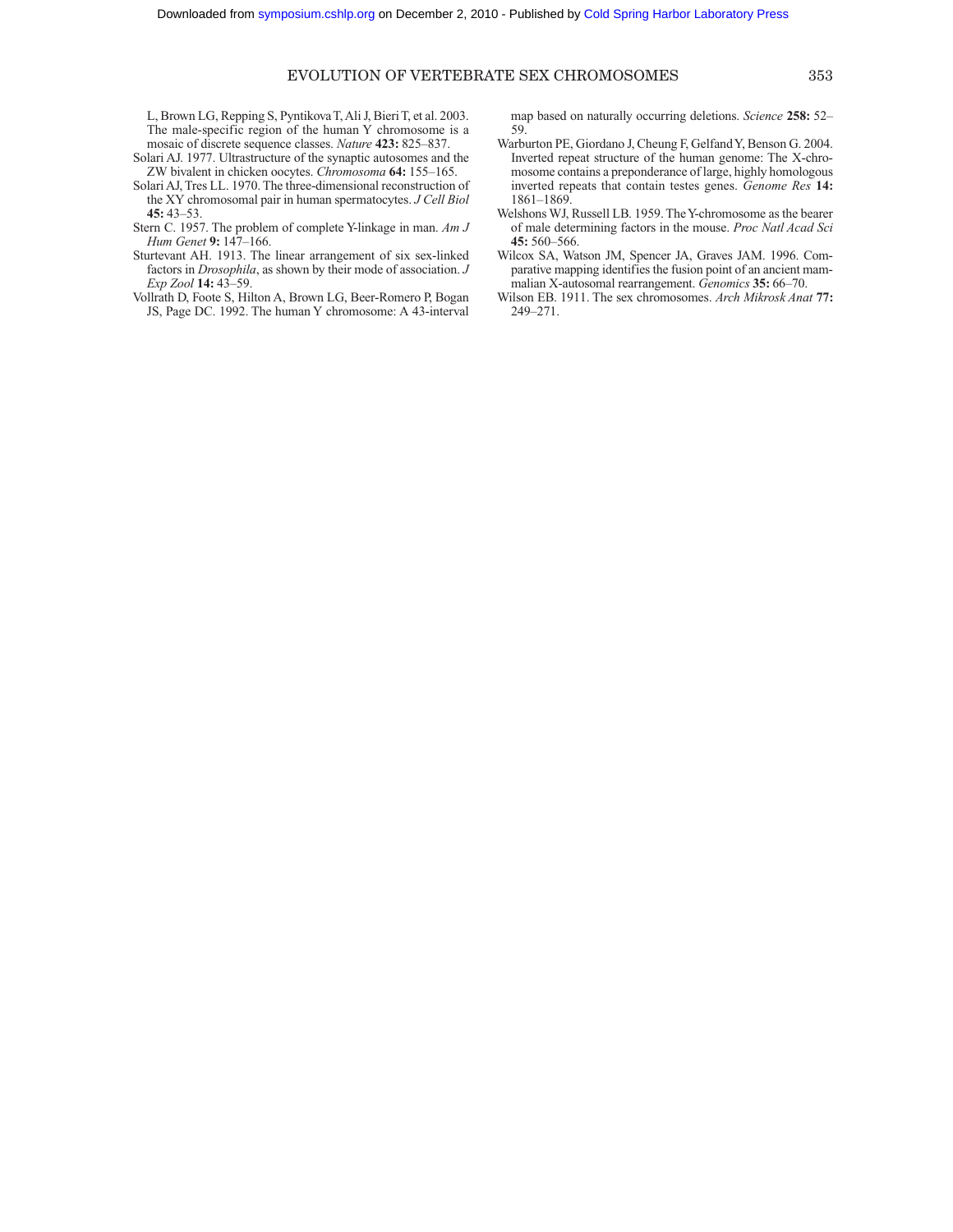L, Brown LG, Repping S, Pyntikova T, Ali J, Bieri T, et al. 2003. The male-specific region of the human Y chromosome is a mosaic of discrete sequence classes. *Nature* **423:** 825–837.

Solari AJ. 1977. Ultrastructure of the synaptic autosomes and the ZW bivalent in chicken oocytes. *Chromosoma* **64:** 155–165.

Solari AJ, Tres LL. 1970. The three-dimensional reconstruction of the XY chromosomal pair in human spermatocytes. *J Cell Biol* **45:** 43–53.

Stern C. 1957. The problem of complete Y-linkage in man. *Am J Hum Genet* **9:** 147–166.

Sturtevant AH. 1913. The linear arrangement of six sex-linked factors in *Drosophila*, as shown by their mode of association. *J Exp Zool* **14:** 43–59.

Vollrath D, Foote S, Hilton A, Brown LG, Beer-Romero P, Bogan JS, Page DC. 1992. The human Y chromosome: A 43-interval map based on naturally occurring deletions. *Science* **258:** 52–59.

Warburton PE, Giordano J, Cheung F, Gelfand Y, Benson G. 2004. Inverted repeat structure of the human genome: The X-chromosome contains a preponderance of large, highly homologous inverted repeats that contain testes genes. *Genome Res* **14:** 1861–1869.

Welshons WJ, Russell LB. 1959. The Y-chromosome as the bearer of male determining factors in the mouse. *Proc Natl Acad Sci* **45:** 560–566.

Wilcox SA, Watson JM, Spencer JA, Graves JAM. 1996. Comparative mapping identifies the fusion point of an ancient mammalian X-autosomal rearrangement. *Genomics* **35:** 66–70.

Wilson EB. 1911. The sex chromosomes. *Arch Mikrosk Anat* **77:** 249–271.